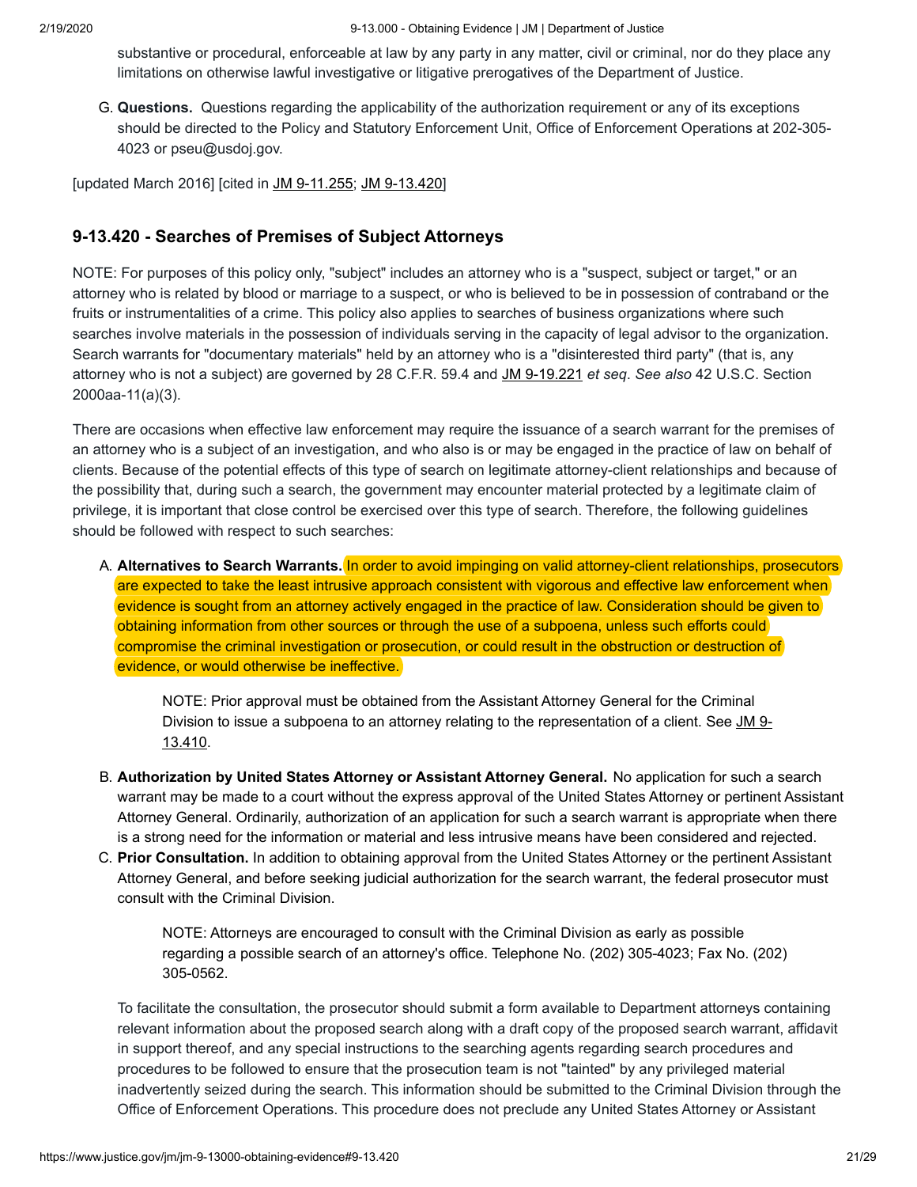substantive or procedural, enforceable at law by any party in any matter, civil or criminal, nor do they place any limitations on otherwise lawful investigative or litigative prerogatives of the Department of Justice.

G. **Questions.** Questions regarding the applicability of the authorization requirement or any of its exceptions should be directed to the Policy and Statutory Enforcement Unit, Office of Enforcement Operations at 202-305-4023 or pseu@usdoj.gov.

[updated March 2016] [cited in JM 9-11.255; JM 9-13.420]

### 9-13.420 - Searches of Premises of Subject Attorneys

NOTE: For purposes of this policy only, "subject" includes an attorney who is a "suspect, subject or target," or an attorney who is related by blood or marriage to a suspect, or who is believed to be in possession of contraband or the fruits or instrumentalities of a crime. This policy also applies to searches of business organizations where such searches involve materials in the possession of individuals serving in the capacity of legal advisor to the organization. Search warrants for "documentary materials" held by an attorney who is a "disinterested third party" (that is, any attorney who is not a subject) are governed by 28 C.F.R. 59.4 and JM 9-19.221 *et seq*. *See also* 42 U.S.C. Section 2000aa-11(a)(3).

There are occasions when effective law enforcement may require the issuance of a search warrant for the premises of an attorney who is a subject of an investigation, and who also is or may be engaged in the practice of law on behalf of clients. Because of the potential effects of this type of search on legitimate attorney-client relationships and because of the possibility that, during such a search, the government may encounter material protected by a legitimate claim of privilege, it is important that close control be exercised over this type of search. Therefore, the following guidelines should be followed with respect to such searches:

A. **Alternatives to Search Warrants.** In order to avoid impinging on valid attorney-client relationships, prosecutors are expected to take the least intrusive approach consistent with vigorous and effective law enforcement when evidence is sought from an attorney actively engaged in the practice of law. Consideration should be given to obtaining information from other sources or through the use of a subpoena, unless such efforts could compromise the criminal investigation or prosecution, or could result in the obstruction or destruction of evidence, or would otherwise be ineffective.

   NOTE: Prior approval must be obtained from the Assistant Attorney General for the Criminal Division to issue a subpoena to an attorney relating to the representation of a client. See JM 9-13.410.

B. **Authorization by United States Attorney or Assistant Attorney General.** No application for such a search warrant may be made to a court without the express approval of the United States Attorney or pertinent Assistant Attorney General. Ordinarily, authorization of an application for such a search warrant is appropriate when there is a strong need for the information or material and less intrusive means have been considered and rejected.

C. **Prior Consultation.** In addition to obtaining approval from the United States Attorney or the pertinent Assistant Attorney General, and before seeking judicial authorization for the search warrant, the federal prosecutor must consult with the Criminal Division.

   NOTE: Attorneys are encouraged to consult with the Criminal Division as early as possible regarding a possible search of an attorney's office. Telephone No. (202) 305-4023; Fax No. (202) 305-0562.

   To facilitate the consultation, the prosecutor should submit a form available to Department attorneys containing relevant information about the proposed search along with a draft copy of the proposed search warrant, affidavit in support thereof, and any special instructions to the searching agents regarding search procedures and procedures to be followed to ensure that the prosecution team is not "tainted" by any privileged material inadvertently seized during the search. This information should be submitted to the Criminal Division through the Office of Enforcement Operations. This procedure does not preclude any United States Attorney or Assistant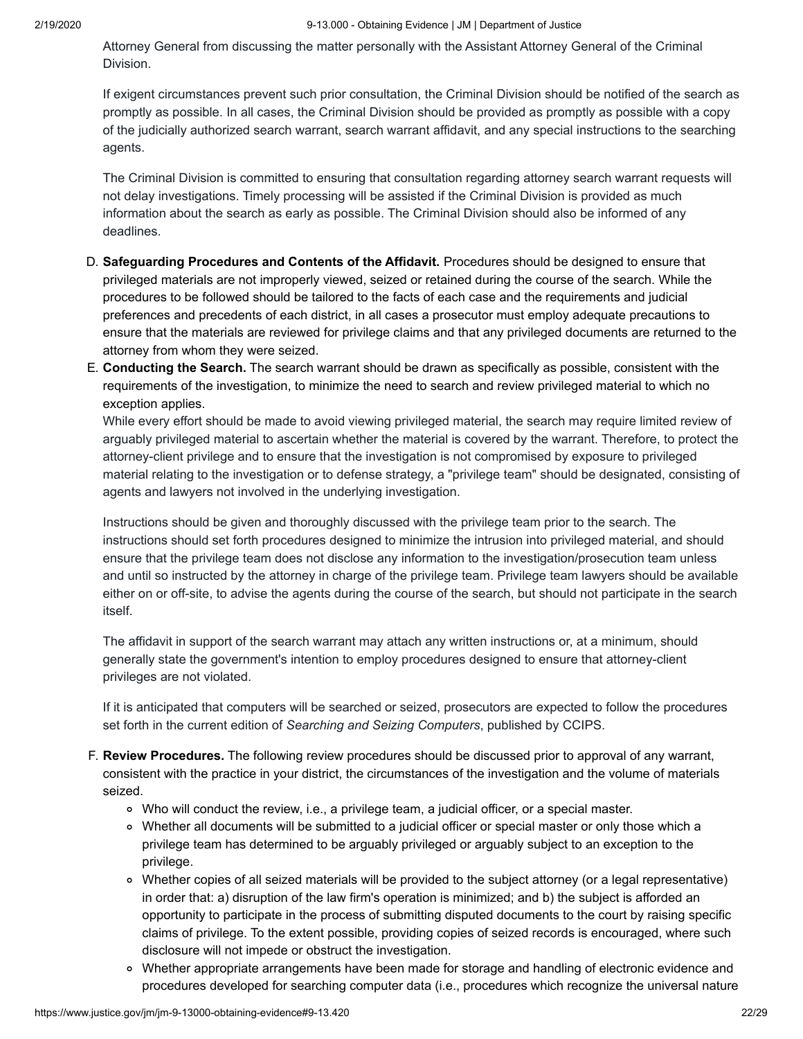Attorney General from discussing the matter personally with the Assistant Attorney General of the Criminal Division.

If exigent circumstances prevent such prior consultation, the Criminal Division should be notified of the search as promptly as possible. In all cases, the Criminal Division should be provided as promptly as possible with a copy of the judicially authorized search warrant, search warrant affidavit, and any special instructions to the searching agents.

The Criminal Division is committed to ensuring that consultation regarding attorney search warrant requests will not delay investigations. Timely processing will be assisted if the Criminal Division is provided as much information about the search as early as possible. The Criminal Division should also be informed of any deadlines.

D. **Safeguarding Procedures and Contents of the Affidavit.** Procedures should be designed to ensure that privileged materials are not improperly viewed, seized or retained during the course of the search. While the procedures to be followed should be tailored to the facts of each case and the requirements and judicial preferences and precedents of each district, in all cases a prosecutor must employ adequate precautions to ensure that the materials are reviewed for privilege claims and that any privileged documents are returned to the attorney from whom they were seized.

E. **Conducting the Search.** The search warrant should be drawn as specifically as possible, consistent with the requirements of the investigation, to minimize the need to search and review privileged material to which no exception applies.
While every effort should be made to avoid viewing privileged material, the search may require limited review of arguably privileged material to ascertain whether the material is covered by the warrant. Therefore, to protect the attorney-client privilege and to ensure that the investigation is not compromised by exposure to privileged material relating to the investigation or to defense strategy, a "privilege team" should be designated, consisting of agents and lawyers not involved in the underlying investigation.

   Instructions should be given and thoroughly discussed with the privilege team prior to the search. The instructions should set forth procedures designed to minimize the intrusion into privileged material, and should ensure that the privilege team does not disclose any information to the investigation/prosecution team unless and until so instructed by the attorney in charge of the privilege team. Privilege team lawyers should be available either on or off-site, to advise the agents during the course of the search, but should not participate in the search itself.

   The affidavit in support of the search warrant may attach any written instructions or, at a minimum, should generally state the government's intention to employ procedures designed to ensure that attorney-client privileges are not violated.

   If it is anticipated that computers will be searched or seized, prosecutors are expected to follow the procedures set forth in the current edition of *Searching and Seizing Computers*, published by CCIPS.

F. **Review Procedures.** The following review procedures should be discussed prior to approval of any warrant, consistent with the practice in your district, the circumstances of the investigation and the volume of materials seized.
   - Who will conduct the review, i.e., a privilege team, a judicial officer, or a special master.
   - Whether all documents will be submitted to a judicial officer or special master or only those which a privilege team has determined to be arguably privileged or arguably subject to an exception to the privilege.
   - Whether copies of all seized materials will be provided to the subject attorney (or a legal representative) in order that: a) disruption of the law firm's operation is minimized; and b) the subject is afforded an opportunity to participate in the process of submitting disputed documents to the court by raising specific claims of privilege. To the extent possible, providing copies of seized records is encouraged, where such disclosure will not impede or obstruct the investigation.
   - Whether appropriate arrangements have been made for storage and handling of electronic evidence and procedures developed for searching computer data (i.e., procedures which recognize the universal nature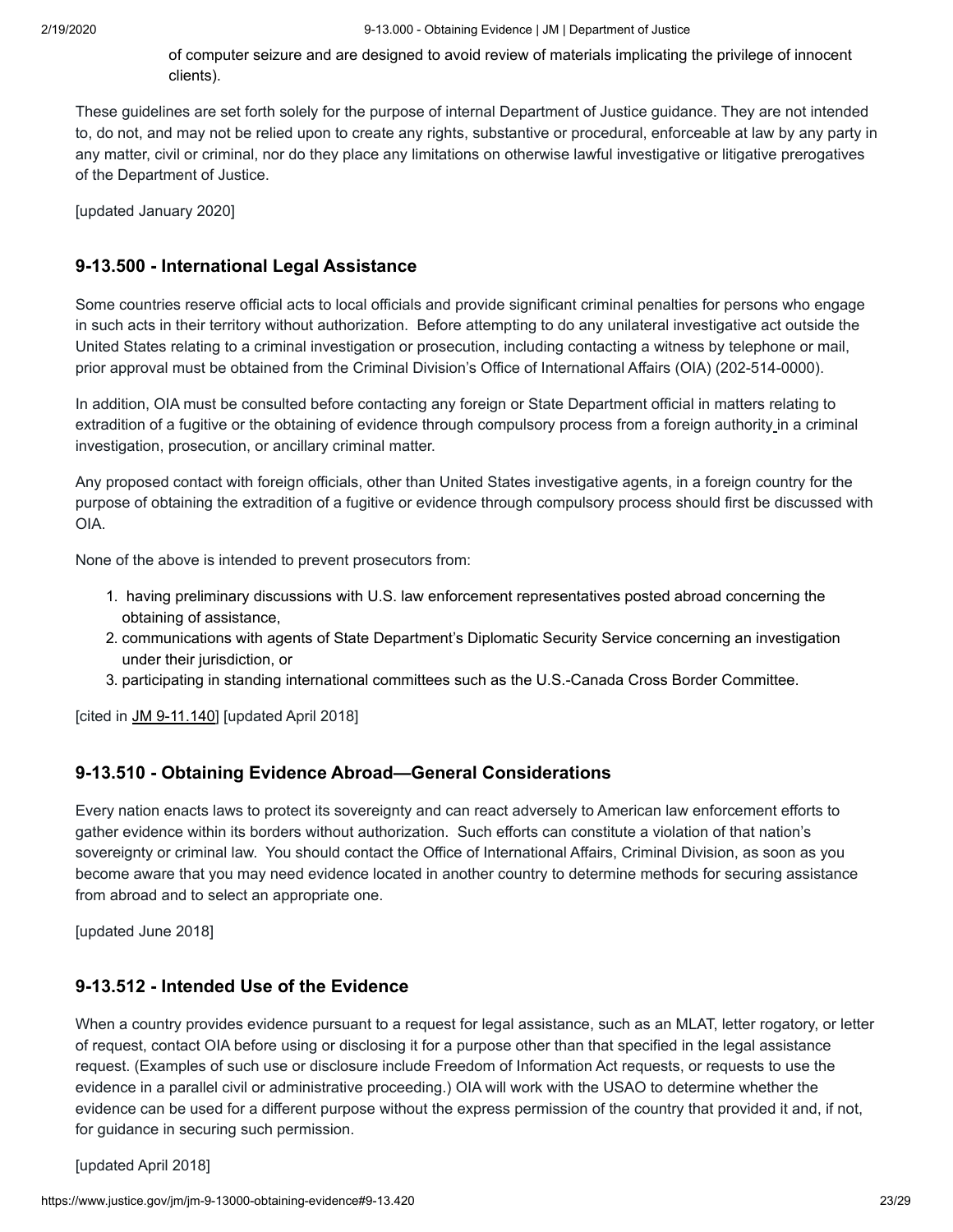of computer seizure and are designed to avoid review of materials implicating the privilege of innocent clients).

These guidelines are set forth solely for the purpose of internal Department of Justice guidance. They are not intended to, do not, and may not be relied upon to create any rights, substantive or procedural, enforceable at law by any party in any matter, civil or criminal, nor do they place any limitations on otherwise lawful investigative or litigative prerogatives of the Department of Justice.

[updated January 2020]

## 9-13.500 - International Legal Assistance

Some countries reserve official acts to local officials and provide significant criminal penalties for persons who engage in such acts in their territory without authorization. Before attempting to do any unilateral investigative act outside the United States relating to a criminal investigation or prosecution, including contacting a witness by telephone or mail, prior approval must be obtained from the Criminal Division's Office of International Affairs (OIA) (202-514-0000).

In addition, OIA must be consulted before contacting any foreign or State Department official in matters relating to extradition of a fugitive or the obtaining of evidence through compulsory process from a foreign authority in a criminal investigation, prosecution, or ancillary criminal matter.

Any proposed contact with foreign officials, other than United States investigative agents, in a foreign country for the purpose of obtaining the extradition of a fugitive or evidence through compulsory process should first be discussed with OIA.

None of the above is intended to prevent prosecutors from:

1. having preliminary discussions with U.S. law enforcement representatives posted abroad concerning the obtaining of assistance,
2. communications with agents of State Department's Diplomatic Security Service concerning an investigation under their jurisdiction, or
3. participating in standing international committees such as the U.S.-Canada Cross Border Committee.

[cited in JM 9-11.140] [updated April 2018]

## 9-13.510 - Obtaining Evidence Abroad—General Considerations

Every nation enacts laws to protect its sovereignty and can react adversely to American law enforcement efforts to gather evidence within its borders without authorization. Such efforts can constitute a violation of that nation's sovereignty or criminal law. You should contact the Office of International Affairs, Criminal Division, as soon as you become aware that you may need evidence located in another country to determine methods for securing assistance from abroad and to select an appropriate one.

[updated June 2018]

## 9-13.512 - Intended Use of the Evidence

When a country provides evidence pursuant to a request for legal assistance, such as an MLAT, letter rogatory, or letter of request, contact OIA before using or disclosing it for a purpose other than that specified in the legal assistance request. (Examples of such use or disclosure include Freedom of Information Act requests, or requests to use the evidence in a parallel civil or administrative proceeding.) OIA will work with the USAO to determine whether the evidence can be used for a different purpose without the express permission of the country that provided it and, if not, for guidance in securing such permission.

[updated April 2018]